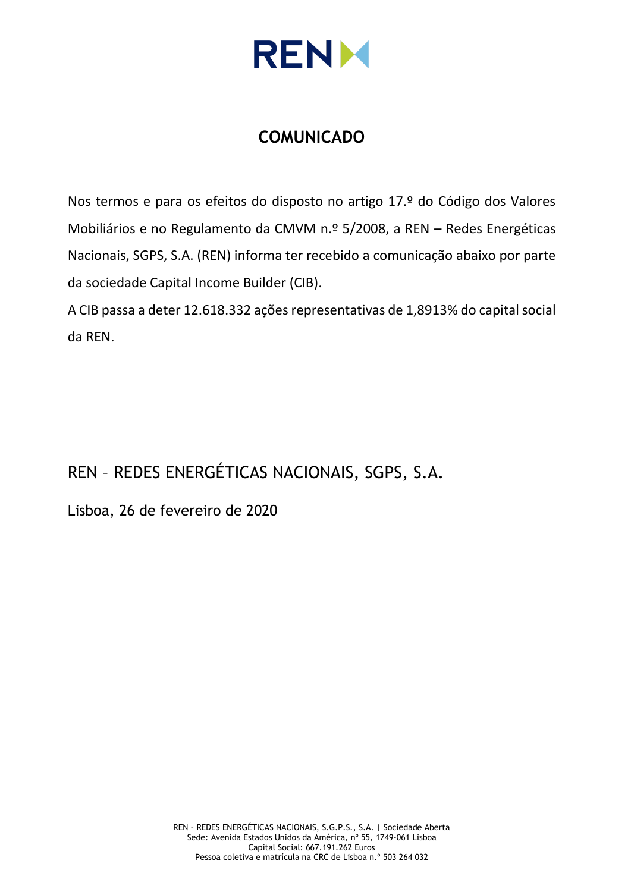# COMUNICADO

Nos termos e para os efeitos do disposto no artigo 17.º do Código dos Valores Mobiliários e no Regulamento da CMVM n.º 5/2008, a REN – Redes Energéticas Nacionais, SGPS, S.A. (REN) informa ter recebido a comunicação abaixo por parte da sociedade Capital Income Builder (CIB).

A CIB passa a deter 12.618.332 ações representativas de 1,8913% do capital social da REN.

REN – REDES ENERGÉTICAS NACIONAIS, SGPS, S.A.

Lisboa, 26 de fevereiro de 2020

REN – REDES ENERGÉTICAS NACIONAIS, S.G.P.S., S.A. | Sociedade Aberta
Sede: Avenida Estados Unidos da América, nº 55, 1749-061 Lisboa
Capital Social: 667.191.262 Euros
Pessoa coletiva e matrícula na CRC de Lisboa n.º 503 264 032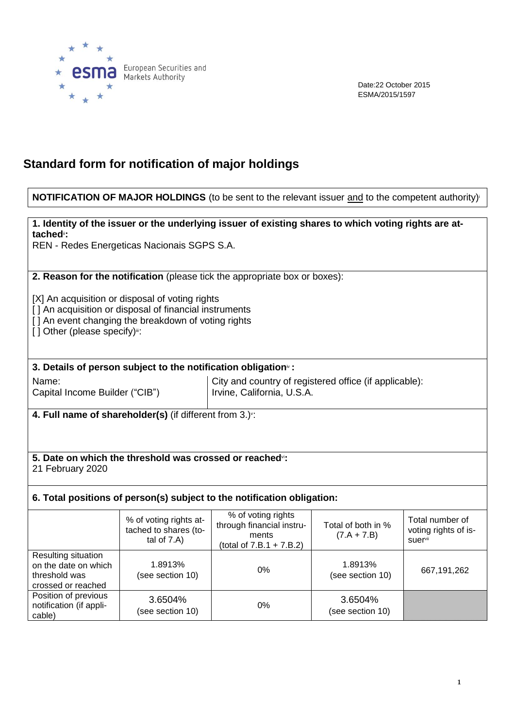Date:22 October 2015
ESMA/2015/1597

# Standard form for notification of major holdings

**NOTIFICATION OF MAJOR HOLDINGS** (to be sent to the relevant issuer and to the competent authority)[i]

**1. Identity of the issuer or the underlying issuer of existing shares to which voting rights are attached[ii]:**
REN - Redes Energeticas Nacionais SGPS S.A.

**2. Reason for the notification** (please tick the appropriate box or boxes):

[X] An acquisition or disposal of voting rights
[ ] An acquisition or disposal of financial instruments
[ ] An event changing the breakdown of voting rights
[ ] Other (please specify)[iii]:

**3. Details of person subject to the notification obligation[iv] :**

| Name: | City and country of registered office (if applicable): |
|---|---|
| Capital Income Builder ("CIB") | Irvine, California, U.S.A. |

**4. Full name of shareholder(s)** (if different from 3.)[v]:

**5. Date on which the threshold was crossed or reached[vi]:**
21 February 2020

**6. Total positions of person(s) subject to the notification obligation:**

| | % of voting rights attached to shares (total of 7.A) | % of voting rights through financial instruments (total of 7.B.1 + 7.B.2) | Total of both in % (7.A + 7.B) | Total number of voting rights of issuer[vii] |
|---|---|---|---|---|
| Resulting situation on the date on which threshold was crossed or reached | 1.8913% (see section 10) | 0% | 1.8913% (see section 10) | 667,191,262 |
| Position of previous notification (if applicable) | 3.6504% (see section 10) | 0% | 3.6504% (see section 10) | |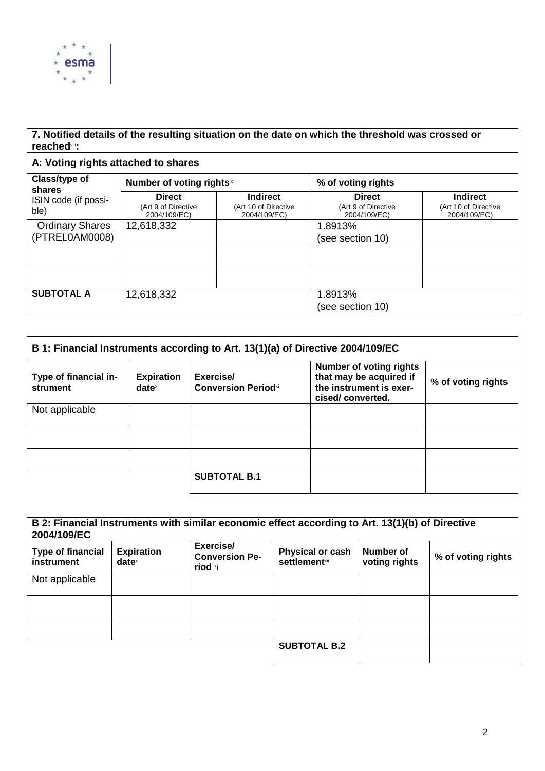| 7. Notified details of the resulting situation on the date on which the threshold was crossed or reached[viii]: | | | | |
|---|---|---|---|---|
| **A: Voting rights attached to shares** | | | | |
| **Class/type of shares** ISIN code (if possible) | **Number of voting rights**[ix] | | **% of voting rights** | |
| | **Direct** (Art 9 of Directive 2004/109/EC) | **Indirect** (Art 10 of Directive 2004/109/EC) | **Direct** (Art 9 of Directive 2004/109/EC) | **Indirect** (Art 10 of Directive 2004/109/EC) |
| Ordinary Shares (PTREL0AM0008) | 12,618,332 | | 1.8913% (see section 10) | |
| | | | | |
| | | | | |
| **SUBTOTAL A** | 12,618,332 | | 1.8913% (see section 10) | |

| B 1: Financial Instruments according to Art. 13(1)(a) of Directive 2004/109/EC | | | | |
|---|---|---|---|---|
| **Type of financial instrument** | **Expiration date**[x] | **Exercise/ Conversion Period**[xi] | **Number of voting rights that may be acquired if the instrument is exercised/ converted.** | **% of voting rights** |
| Not applicable | | | | |
| | | | | |
| | | | | |
| | | **SUBTOTAL B.1** | | |

| B 2: Financial Instruments with similar economic effect according to Art. 13(1)(b) of Directive 2004/109/EC | | | | | |
|---|---|---|---|---|---|
| **Type of financial instrument** | **Expiration date**[x] | **Exercise/ Conversion Period** [xi] | **Physical or cash settlement**[xii] | **Number of voting rights** | **% of voting rights** |
| Not applicable | | | | | |
| | | | | | |
| | | | | | |
| | | | **SUBTOTAL B.2** | | |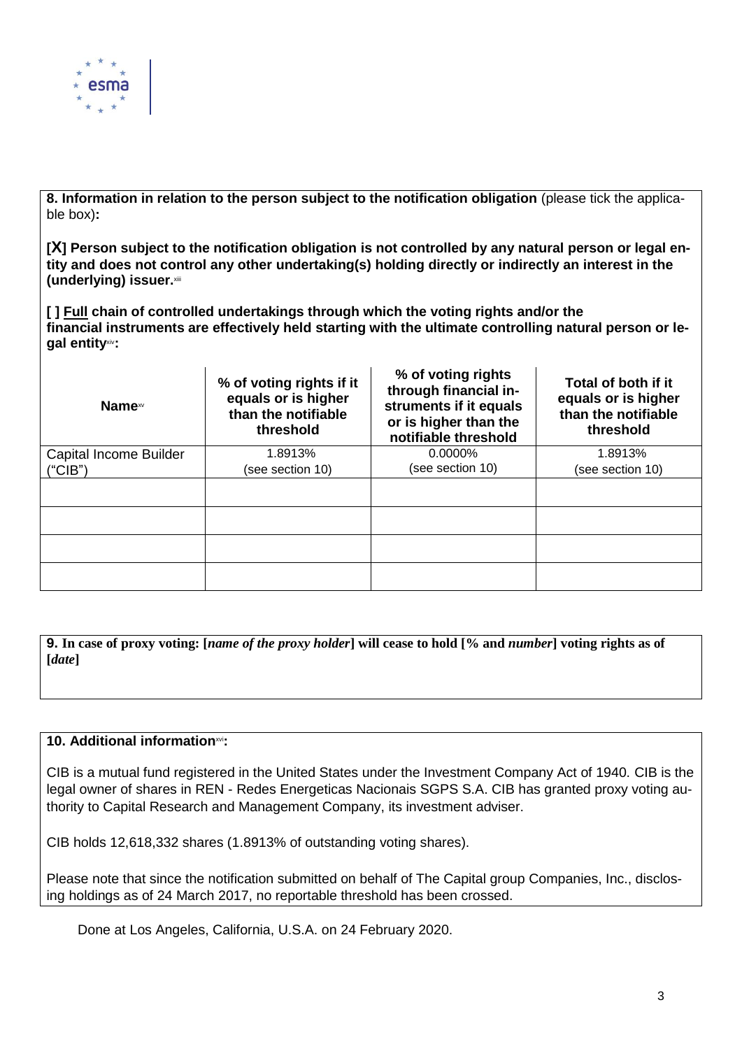**8. Information in relation to the person subject to the notification obligation** (please tick the applicable box)**:**

**[X] Person subject to the notification obligation is not controlled by any natural person or legal entity and does not control any other undertaking(s) holding directly or indirectly an interest in the (underlying) issuer.**[xiii]

**[ ] Full chain of controlled undertakings through which the voting rights and/or the financial instruments are effectively held starting with the ultimate controlling natural person or legal entity**[xiv]**:**

| Name[xv] | % of voting rights if it equals or is higher than the notifiable threshold | % of voting rights through financial instruments if it equals or is higher than the notifiable threshold | Total of both if it equals or is higher than the notifiable threshold |
|---|---|---|---|
| Capital Income Builder ("CIB") | 1.8913% (see section 10) | 0.0000% (see section 10) | 1.8913% (see section 10) |
| | | | |
| | | | |
| | | | |
| | | | |

**9. In case of proxy voting: [*name of the proxy holder*] will cease to hold [% and *number*] voting rights as of [*date*]**

**10. Additional information**[xvi]**:**

CIB is a mutual fund registered in the United States under the Investment Company Act of 1940. CIB is the legal owner of shares in REN - Redes Energeticas Nacionais SGPS S.A. CIB has granted proxy voting authority to Capital Research and Management Company, its investment adviser.

CIB holds 12,618,332 shares (1.8913% of outstanding voting shares).

Please note that since the notification submitted on behalf of The Capital group Companies, Inc., disclosing holdings as of 24 March 2017, no reportable threshold has been crossed.

Done at Los Angeles, California, U.S.A. on 24 February 2020.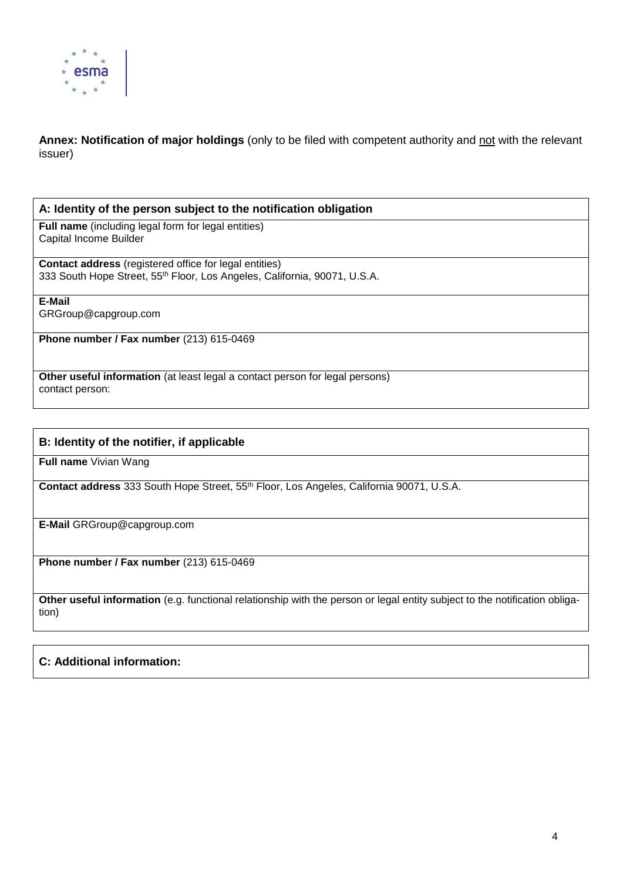**Annex: Notification of major holdings** (only to be filed with competent authority and not with the relevant issuer)

| **A: Identity of the person subject to the notification obligation** |
| --- |
| **Full name** (including legal form for legal entities)<br>Capital Income Builder |
| **Contact address** (registered office for legal entities)<br>333 South Hope Street, 55th Floor, Los Angeles, California, 90071, U.S.A. |
| **E-Mail**<br>GRGroup@capgroup.com |
| **Phone number / Fax number** (213) 615-0469 |
| **Other useful information** (at least legal a contact person for legal persons)<br>contact person: |

| **B: Identity of the notifier, if applicable** |
| --- |
| **Full name** Vivian Wang |
| **Contact address** 333 South Hope Street, 55th Floor, Los Angeles, California 90071, U.S.A. |
| **E-Mail** GRGroup@capgroup.com |
| **Phone number / Fax number** (213) 615-0469 |
| **Other useful information** (e.g. functional relationship with the person or legal entity subject to the notification obligation) |

| **C: Additional information:** |
| --- |